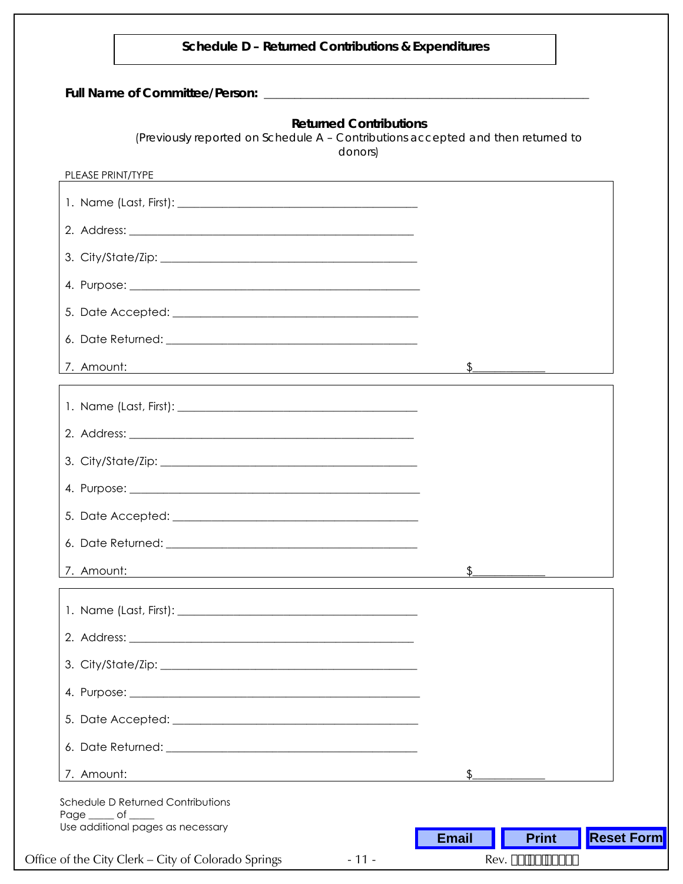## Schedule D – Returned Contributions & Expenditures

**Full Name of Committee/Person:** ____________________________________________________

### Returned Contributions

(Previously reported on Schedule A – Contributions accepted and then returned to donors)

PLEASE PRINT/TYPE

1. Name (Last, First): ________________________________________
2. Address: ______________________________________________
3. City/State/Zip: ________________________________________
4. Purpose: ______________________________________________
5. Date Accepted: ________________________________________
6. Date Returned: ________________________________________
7. Amount: $____________

---

1. Name (Last, First): ________________________________________
2. Address: ______________________________________________
3. City/State/Zip: ________________________________________
4. Purpose: ______________________________________________
5. Date Accepted: ________________________________________
6. Date Returned: ________________________________________
7. Amount: $____________

---

1. Name (Last, First): ________________________________________
2. Address: ______________________________________________
3. City/State/Zip: ________________________________________
4. Purpose: ______________________________________________
5. Date Accepted: ________________________________________
6. Date Returned: ________________________________________
7. Amount: $____________

Schedule D Returned Contributions
Page _____ of _____
Use additional pages as necessary

Email Print Reset Form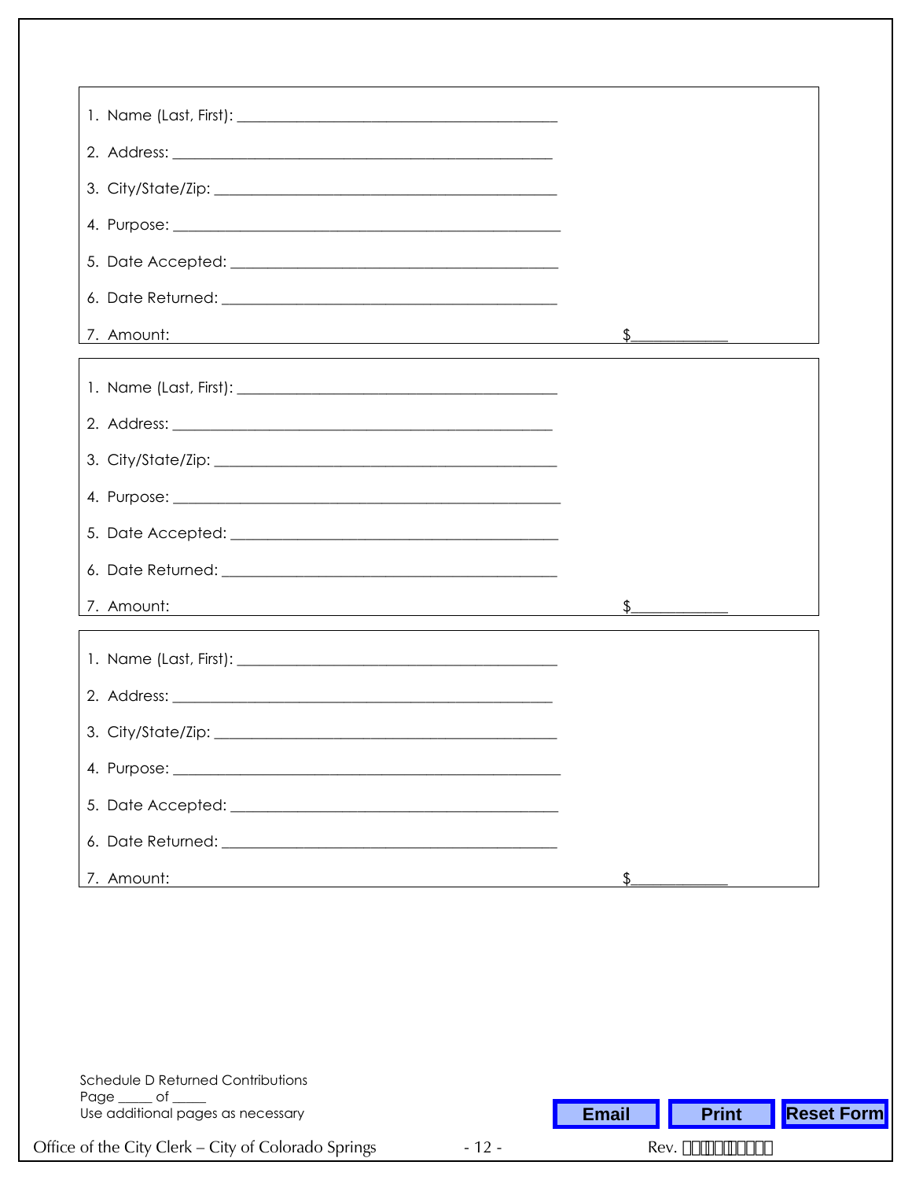1. Name (Last, First): ________________________________________
2. Address: ________________________________________
3. City/State/Zip: ________________________________________
4. Purpose: ________________________________________
5. Date Accepted: ________________________________________
6. Date Returned: ________________________________________
7. Amount: $____________

---

1. Name (Last, First): ________________________________________
2. Address: ________________________________________
3. City/State/Zip: ________________________________________
4. Purpose: ________________________________________
5. Date Accepted: ________________________________________
6. Date Returned: ________________________________________
7. Amount: $____________

---

1. Name (Last, First): ________________________________________
2. Address: ________________________________________
3. City/State/Zip: ________________________________________
4. Purpose: ________________________________________
5. Date Accepted: ________________________________________
6. Date Returned: ________________________________________
7. Amount: $____________

Schedule D Returned Contributions
Page _____ of _____
Use additional pages as necessary

Email | Print | Reset Form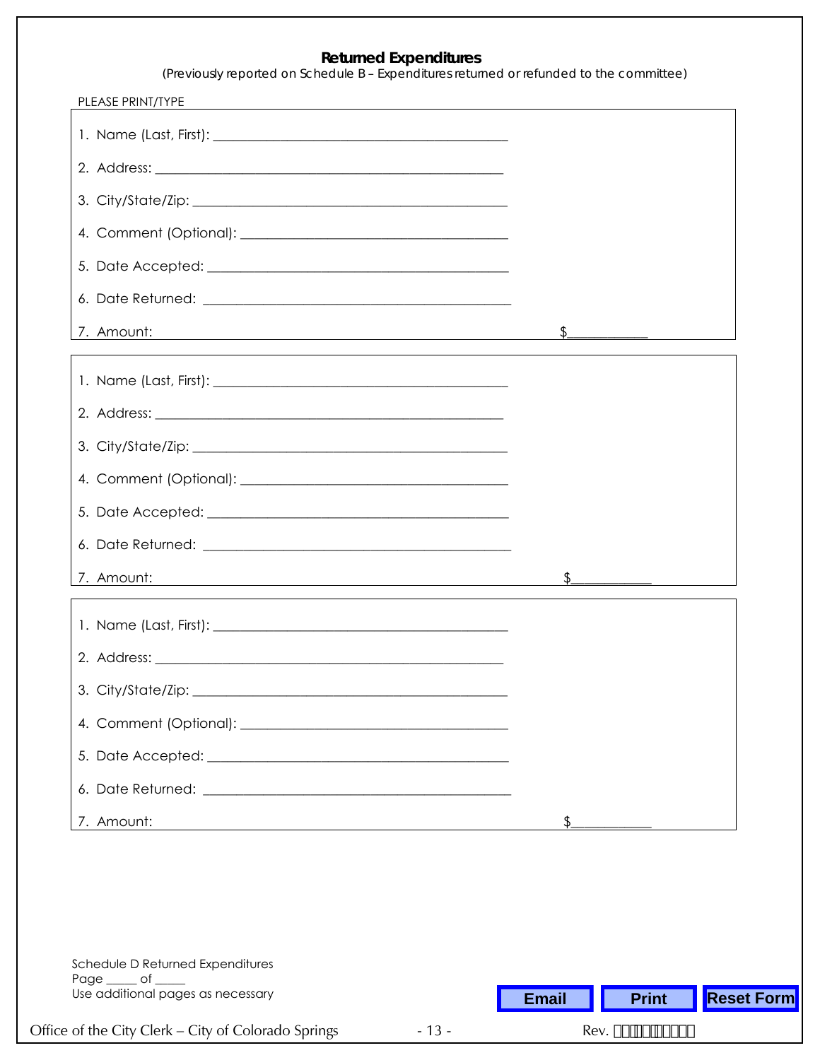## Returned Expenditures

(Previously reported on Schedule B – Expenditures returned or refunded to the committee)

PLEASE PRINT/TYPE

1. Name (Last, First): ___________________________________________
2. Address: ___________________________________________________
3. City/State/Zip: ______________________________________________
4. Comment (Optional): _________________________________________
5. Date Accepted: ______________________________________________
6. Date Returned: ______________________________________________
7. Amount: $____________

---

1. Name (Last, First): ___________________________________________
2. Address: ___________________________________________________
3. City/State/Zip: ______________________________________________
4. Comment (Optional): _________________________________________
5. Date Accepted: ______________________________________________
6. Date Returned: ______________________________________________
7. Amount: $____________

---

1. Name (Last, First): ___________________________________________
2. Address: ___________________________________________________
3. City/State/Zip: ______________________________________________
4. Comment (Optional): _________________________________________
5. Date Accepted: ______________________________________________
6. Date Returned: ______________________________________________
7. Amount: $____________

Schedule D Returned Expenditures
Page _____ of _____
Use additional pages as necessary

Email | Print | Reset Form

Office of the City Clerk – City of Colorado Springs    Rev.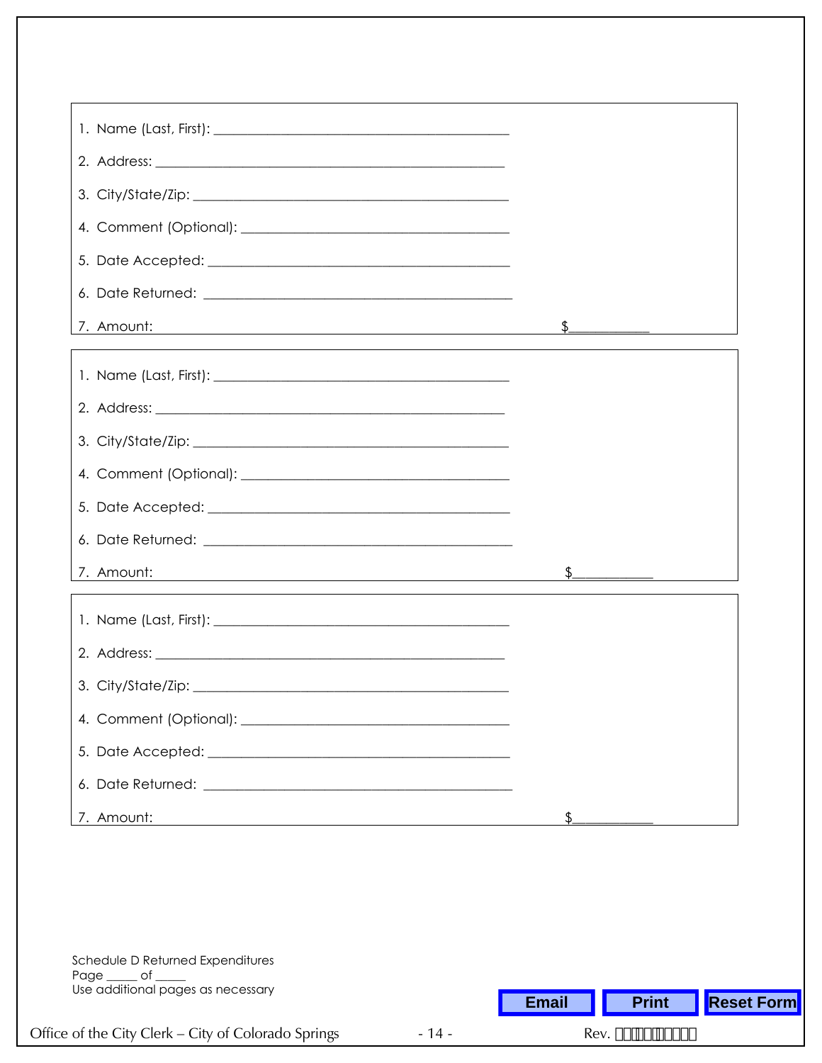1. Name (Last, First): ________________________________________
2. Address: ______________________________________________
3. City/State/Zip: ________________________________________
4. Comment (Optional): ____________________________________
5. Date Accepted: ________________________________________
6. Date Returned: ________________________________________
7. Amount: $___________

---

1. Name (Last, First): ________________________________________
2. Address: ______________________________________________
3. City/State/Zip: ________________________________________
4. Comment (Optional): ____________________________________
5. Date Accepted: ________________________________________
6. Date Returned: ________________________________________
7. Amount: $___________

---

1. Name (Last, First): ________________________________________
2. Address: ______________________________________________
3. City/State/Zip: ________________________________________
4. Comment (Optional): ____________________________________
5. Date Accepted: ________________________________________
6. Date Returned: ________________________________________
7. Amount: $___________

Schedule D Returned Expenditures
Page _____ of _____
Use additional pages as necessary

Email Print Reset Form

Office of the City Clerk – City of Colorado Springs